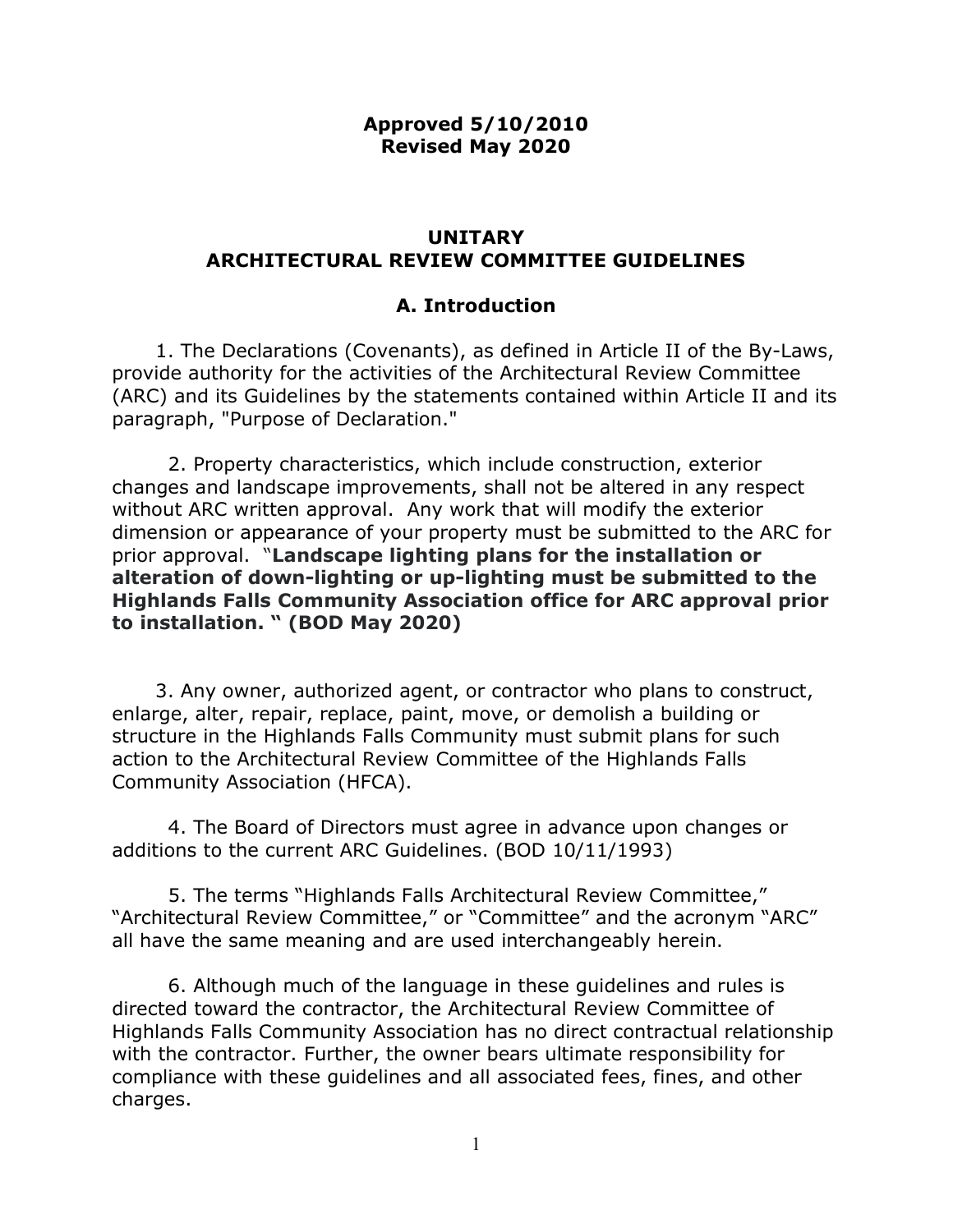**Approved 5/10/2010**
**Revised May 2020**

# UNITARY ARCHITECTURAL REVIEW COMMITTEE GUIDELINES

## A. Introduction

1. The Declarations (Covenants), as defined in Article II of the By-Laws, provide authority for the activities of the Architectural Review Committee (ARC) and its Guidelines by the statements contained within Article II and its paragraph, "Purpose of Declaration."

2. Property characteristics, which include construction, exterior changes and landscape improvements, shall not be altered in any respect without ARC written approval. Any work that will modify the exterior dimension or appearance of your property must be submitted to the ARC for prior approval. "**Landscape lighting plans for the installation or alteration of down-lighting or up-lighting must be submitted to the Highlands Falls Community Association office for ARC approval prior to installation. " (BOD May 2020)**

3. Any owner, authorized agent, or contractor who plans to construct, enlarge, alter, repair, replace, paint, move, or demolish a building or structure in the Highlands Falls Community must submit plans for such action to the Architectural Review Committee of the Highlands Falls Community Association (HFCA).

4. The Board of Directors must agree in advance upon changes or additions to the current ARC Guidelines. (BOD 10/11/1993)

5. The terms "Highlands Falls Architectural Review Committee," "Architectural Review Committee," or "Committee" and the acronym "ARC" all have the same meaning and are used interchangeably herein.

6. Although much of the language in these guidelines and rules is directed toward the contractor, the Architectural Review Committee of Highlands Falls Community Association has no direct contractual relationship with the contractor. Further, the owner bears ultimate responsibility for compliance with these guidelines and all associated fees, fines, and other charges.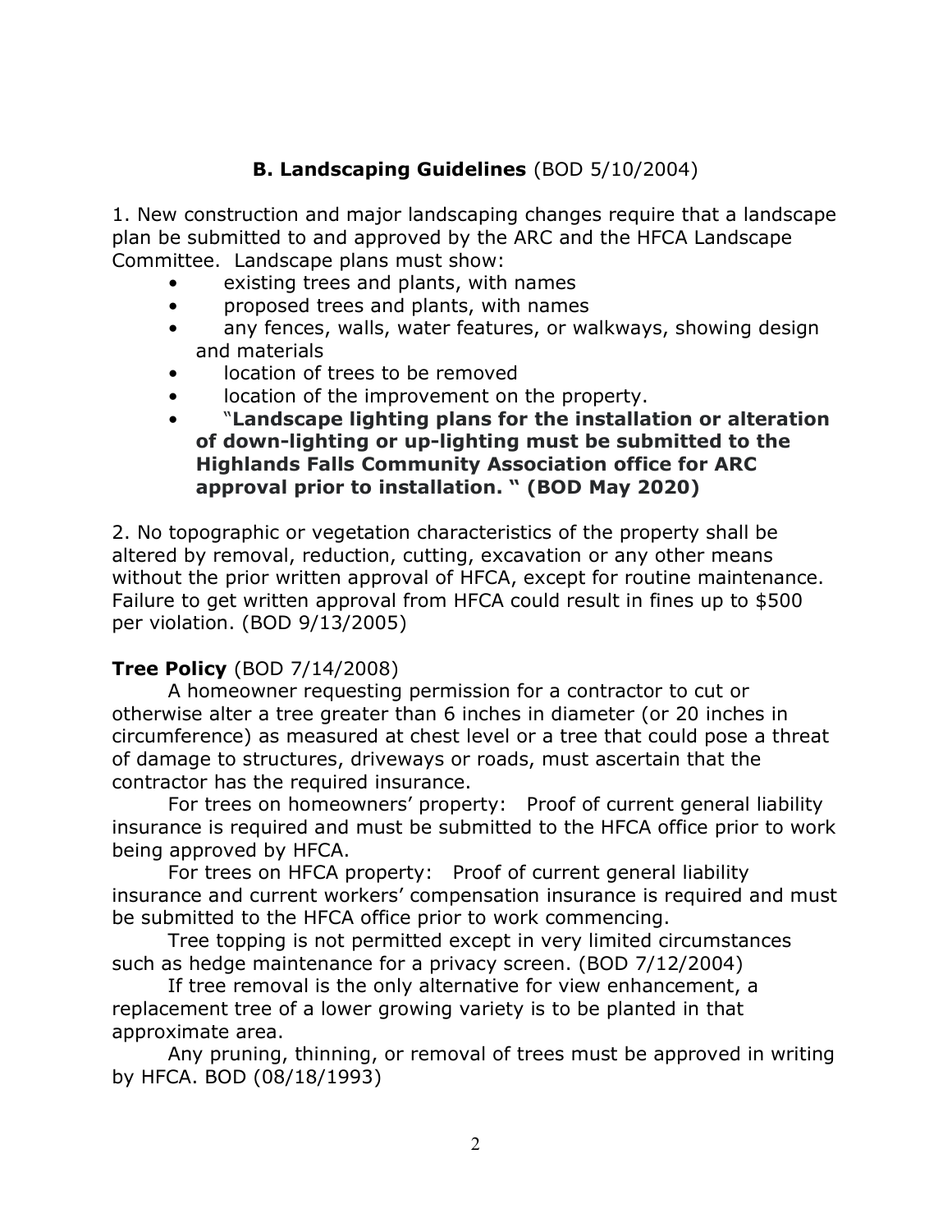## **B. Landscaping Guidelines** (BOD 5/10/2004)

1. New construction and major landscaping changes require that a landscape plan be submitted to and approved by the ARC and the HFCA Landscape Committee. Landscape plans must show:

- existing trees and plants, with names
- proposed trees and plants, with names
- any fences, walls, water features, or walkways, showing design and materials
- location of trees to be removed
- location of the improvement on the property.
- "**Landscape lighting plans for the installation or alteration of down-lighting or up-lighting must be submitted to the Highlands Falls Community Association office for ARC approval prior to installation. " (BOD May 2020)**

2. No topographic or vegetation characteristics of the property shall be altered by removal, reduction, cutting, excavation or any other means without the prior written approval of HFCA, except for routine maintenance. Failure to get written approval from HFCA could result in fines up to $500 per violation. (BOD 9/13/2005)

**Tree Policy** (BOD 7/14/2008)

A homeowner requesting permission for a contractor to cut or otherwise alter a tree greater than 6 inches in diameter (or 20 inches in circumference) as measured at chest level or a tree that could pose a threat of damage to structures, driveways or roads, must ascertain that the contractor has the required insurance.

For trees on homeowners' property: Proof of current general liability insurance is required and must be submitted to the HFCA office prior to work being approved by HFCA.

For trees on HFCA property: Proof of current general liability insurance and current workers' compensation insurance is required and must be submitted to the HFCA office prior to work commencing.

Tree topping is not permitted except in very limited circumstances such as hedge maintenance for a privacy screen. (BOD 7/12/2004)

If tree removal is the only alternative for view enhancement, a replacement tree of a lower growing variety is to be planted in that approximate area.

Any pruning, thinning, or removal of trees must be approved in writing by HFCA. BOD (08/18/1993)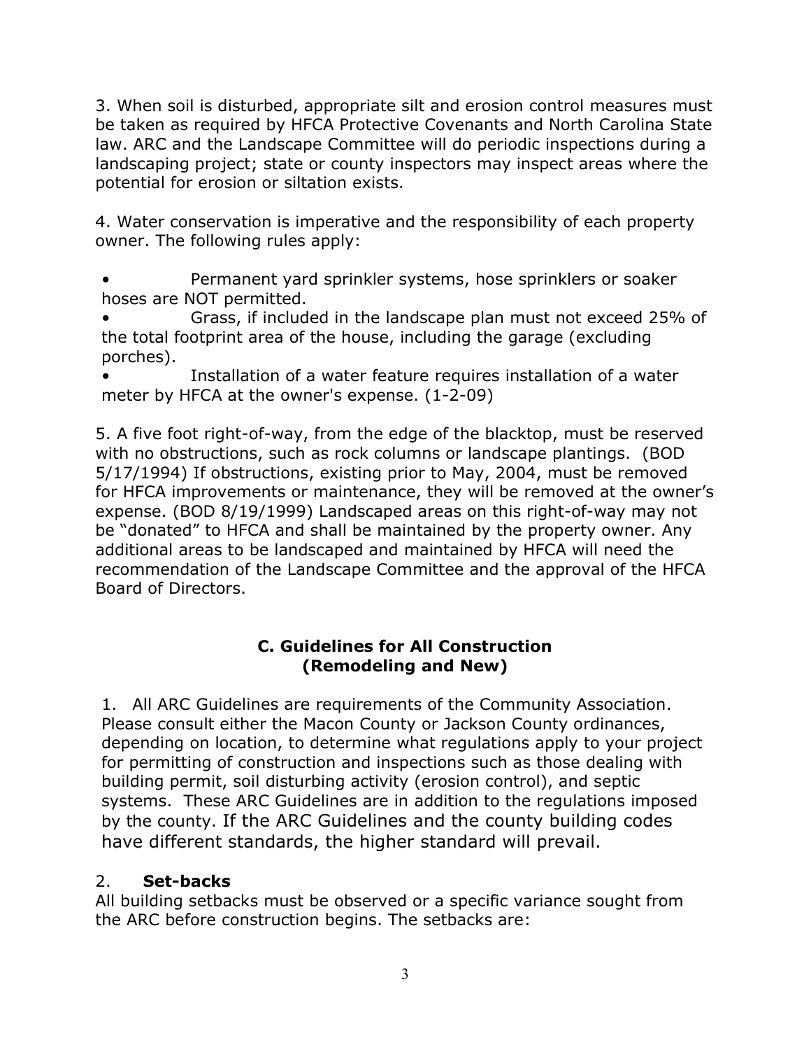3. When soil is disturbed, appropriate silt and erosion control measures must be taken as required by HFCA Protective Covenants and North Carolina State law. ARC and the Landscape Committee will do periodic inspections during a landscaping project; state or county inspectors may inspect areas where the potential for erosion or siltation exists.

4. Water conservation is imperative and the responsibility of each property owner. The following rules apply:

- Permanent yard sprinkler systems, hose sprinklers or soaker hoses are NOT permitted.
- Grass, if included in the landscape plan must not exceed 25% of the total footprint area of the house, including the garage (excluding porches).
- Installation of a water feature requires installation of a water meter by HFCA at the owner's expense. (1-2-09)

5. A five foot right-of-way, from the edge of the blacktop, must be reserved with no obstructions, such as rock columns or landscape plantings. (BOD 5/17/1994) If obstructions, existing prior to May, 2004, must be removed for HFCA improvements or maintenance, they will be removed at the owner's expense. (BOD 8/19/1999) Landscaped areas on this right-of-way may not be "donated" to HFCA and shall be maintained by the property owner. Any additional areas to be landscaped and maintained by HFCA will need the recommendation of the Landscape Committee and the approval of the HFCA Board of Directors.

## C. Guidelines for All Construction (Remodeling and New)

1. All ARC Guidelines are requirements of the Community Association. Please consult either the Macon County or Jackson County ordinances, depending on location, to determine what regulations apply to your project for permitting of construction and inspections such as those dealing with building permit, soil disturbing activity (erosion control), and septic systems. These ARC Guidelines are in addition to the regulations imposed by the county. If the ARC Guidelines and the county building codes have different standards, the higher standard will prevail.

2. **Set-backs**

All building setbacks must be observed or a specific variance sought from the ARC before construction begins. The setbacks are: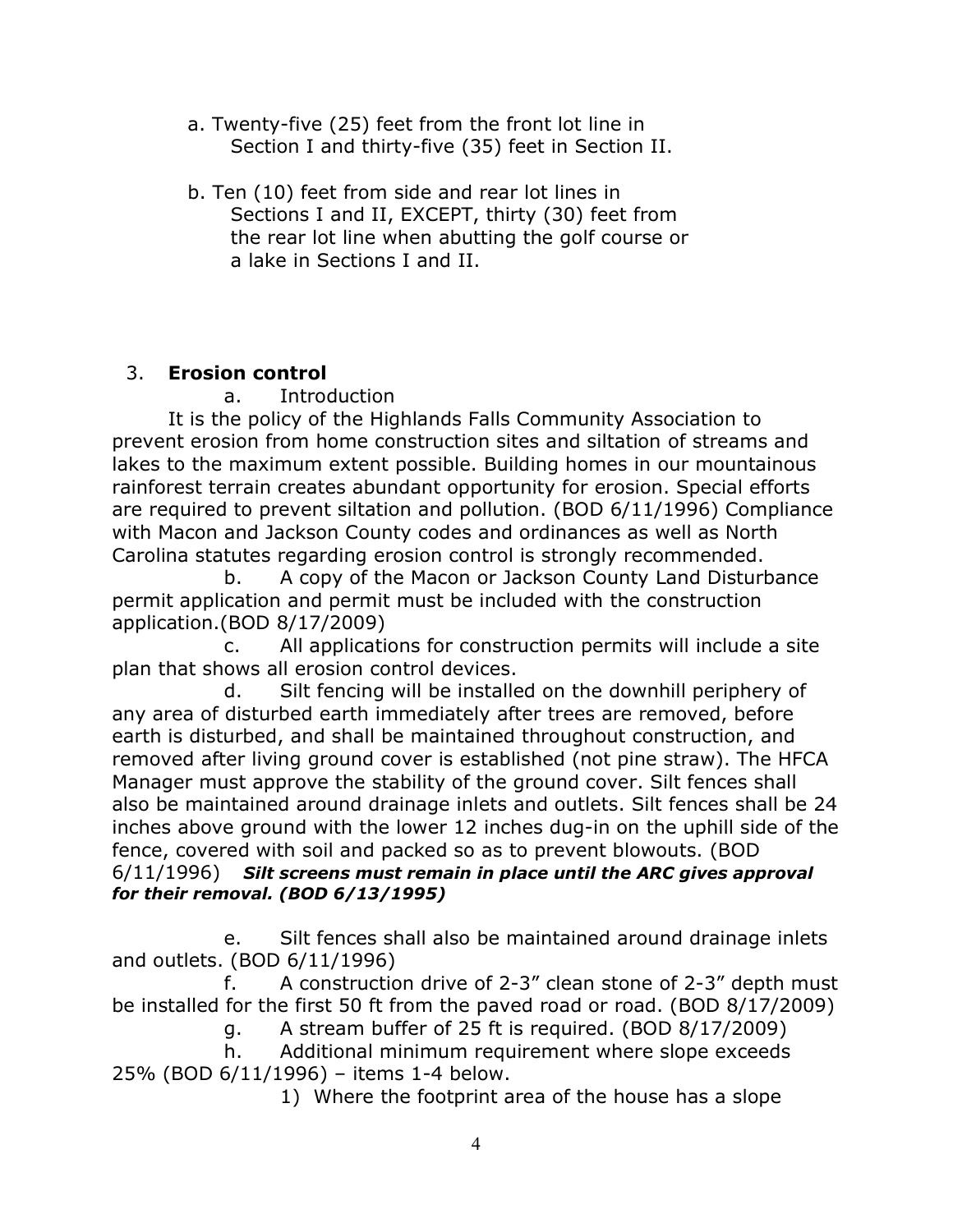a. Twenty-five (25) feet from the front lot line in Section I and thirty-five (35) feet in Section II.

b. Ten (10) feet from side and rear lot lines in Sections I and II, EXCEPT, thirty (30) feet from the rear lot line when abutting the golf course or a lake in Sections I and II.

3. **Erosion control**

a. Introduction

It is the policy of the Highlands Falls Community Association to prevent erosion from home construction sites and siltation of streams and lakes to the maximum extent possible. Building homes in our mountainous rainforest terrain creates abundant opportunity for erosion. Special efforts are required to prevent siltation and pollution. (BOD 6/11/1996) Compliance with Macon and Jackson County codes and ordinances as well as North Carolina statutes regarding erosion control is strongly recommended.

b. A copy of the Macon or Jackson County Land Disturbance permit application and permit must be included with the construction application.(BOD 8/17/2009)

c. All applications for construction permits will include a site plan that shows all erosion control devices.

d. Silt fencing will be installed on the downhill periphery of any area of disturbed earth immediately after trees are removed, before earth is disturbed, and shall be maintained throughout construction, and removed after living ground cover is established (not pine straw). The HFCA Manager must approve the stability of the ground cover. Silt fences shall also be maintained around drainage inlets and outlets. Silt fences shall be 24 inches above ground with the lower 12 inches dug-in on the uphill side of the fence, covered with soil and packed so as to prevent blowouts. (BOD 6/11/1996) ***Silt screens must remain in place until the ARC gives approval for their removal. (BOD 6/13/1995)***

e. Silt fences shall also be maintained around drainage inlets and outlets. (BOD 6/11/1996)

f. A construction drive of 2-3" clean stone of 2-3" depth must be installed for the first 50 ft from the paved road or road. (BOD 8/17/2009)

g. A stream buffer of 25 ft is required. (BOD 8/17/2009)

h. Additional minimum requirement where slope exceeds 25% (BOD 6/11/1996) – items 1-4 below.

1) Where the footprint area of the house has a slope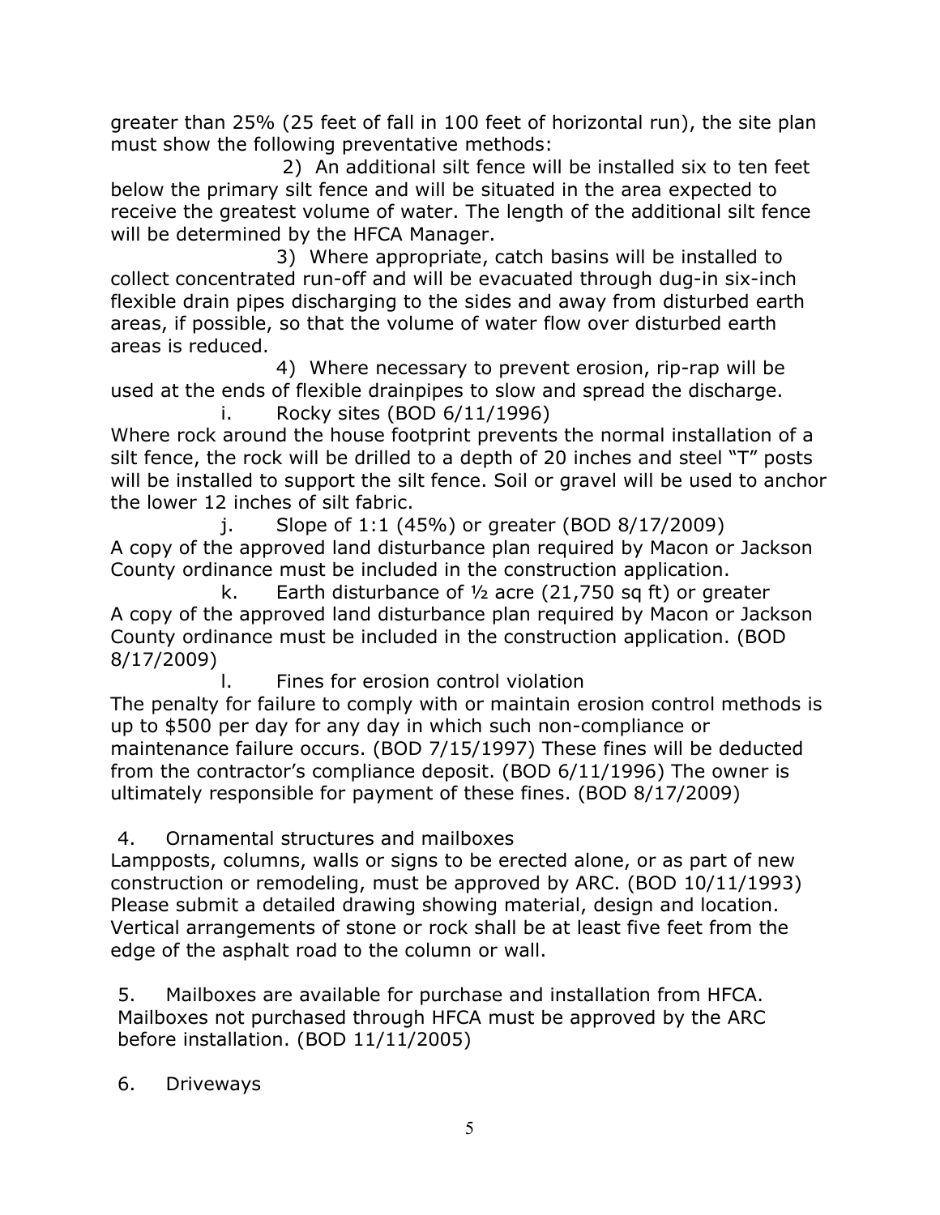greater than 25% (25 feet of fall in 100 feet of horizontal run), the site plan must show the following preventative methods:

2) An additional silt fence will be installed six to ten feet below the primary silt fence and will be situated in the area expected to receive the greatest volume of water. The length of the additional silt fence will be determined by the HFCA Manager.

3) Where appropriate, catch basins will be installed to collect concentrated run-off and will be evacuated through dug-in six-inch flexible drain pipes discharging to the sides and away from disturbed earth areas, if possible, so that the volume of water flow over disturbed earth areas is reduced.

4) Where necessary to prevent erosion, rip-rap will be used at the ends of flexible drainpipes to slow and spread the discharge.

i. Rocky sites (BOD 6/11/1996)

Where rock around the house footprint prevents the normal installation of a silt fence, the rock will be drilled to a depth of 20 inches and steel "T" posts will be installed to support the silt fence. Soil or gravel will be used to anchor the lower 12 inches of silt fabric.

j. Slope of 1:1 (45%) or greater (BOD 8/17/2009)

A copy of the approved land disturbance plan required by Macon or Jackson County ordinance must be included in the construction application.

k. Earth disturbance of ½ acre (21,750 sq ft) or greater

A copy of the approved land disturbance plan required by Macon or Jackson County ordinance must be included in the construction application. (BOD 8/17/2009)

l. Fines for erosion control violation

The penalty for failure to comply with or maintain erosion control methods is up to $500 per day for any day in which such non-compliance or maintenance failure occurs. (BOD 7/15/1997) These fines will be deducted from the contractor's compliance deposit. (BOD 6/11/1996) The owner is ultimately responsible for payment of these fines. (BOD 8/17/2009)

4. Ornamental structures and mailboxes

Lampposts, columns, walls or signs to be erected alone, or as part of new construction or remodeling, must be approved by ARC. (BOD 10/11/1993) Please submit a detailed drawing showing material, design and location. Vertical arrangements of stone or rock shall be at least five feet from the edge of the asphalt road to the column or wall.

5. Mailboxes are available for purchase and installation from HFCA. Mailboxes not purchased through HFCA must be approved by the ARC before installation. (BOD 11/11/2005)

6. Driveways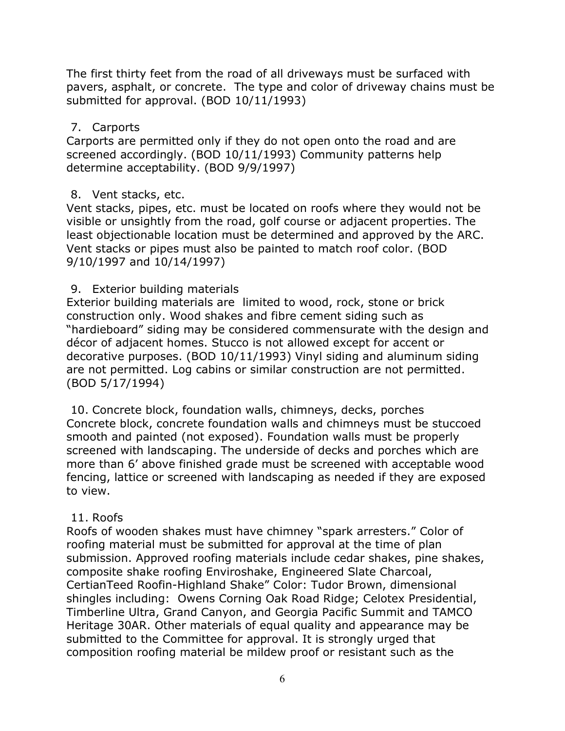The first thirty feet from the road of all driveways must be surfaced with pavers, asphalt, or concrete. The type and color of driveway chains must be submitted for approval. (BOD 10/11/1993)

7. Carports

Carports are permitted only if they do not open onto the road and are screened accordingly. (BOD 10/11/1993) Community patterns help determine acceptability. (BOD 9/9/1997)

8. Vent stacks, etc.

Vent stacks, pipes, etc. must be located on roofs where they would not be visible or unsightly from the road, golf course or adjacent properties. The least objectionable location must be determined and approved by the ARC. Vent stacks or pipes must also be painted to match roof color. (BOD 9/10/1997 and 10/14/1997)

9. Exterior building materials

Exterior building materials are limited to wood, rock, stone or brick construction only. Wood shakes and fibre cement siding such as "hardieboard" siding may be considered commensurate with the design and décor of adjacent homes. Stucco is not allowed except for accent or decorative purposes. (BOD 10/11/1993) Vinyl siding and aluminum siding are not permitted. Log cabins or similar construction are not permitted. (BOD 5/17/1994)

10. Concrete block, foundation walls, chimneys, decks, porches

Concrete block, concrete foundation walls and chimneys must be stuccoed smooth and painted (not exposed). Foundation walls must be properly screened with landscaping. The underside of decks and porches which are more than 6' above finished grade must be screened with acceptable wood fencing, lattice or screened with landscaping as needed if they are exposed to view.

11. Roofs

Roofs of wooden shakes must have chimney "spark arresters." Color of roofing material must be submitted for approval at the time of plan submission. Approved roofing materials include cedar shakes, pine shakes, composite shake roofing Enviroshake, Engineered Slate Charcoal, CertianTeed Roofin-Highland Shake" Color: Tudor Brown, dimensional shingles including: Owens Corning Oak Road Ridge; Celotex Presidential, Timberline Ultra, Grand Canyon, and Georgia Pacific Summit and TAMCO Heritage 30AR. Other materials of equal quality and appearance may be submitted to the Committee for approval. It is strongly urged that composition roofing material be mildew proof or resistant such as the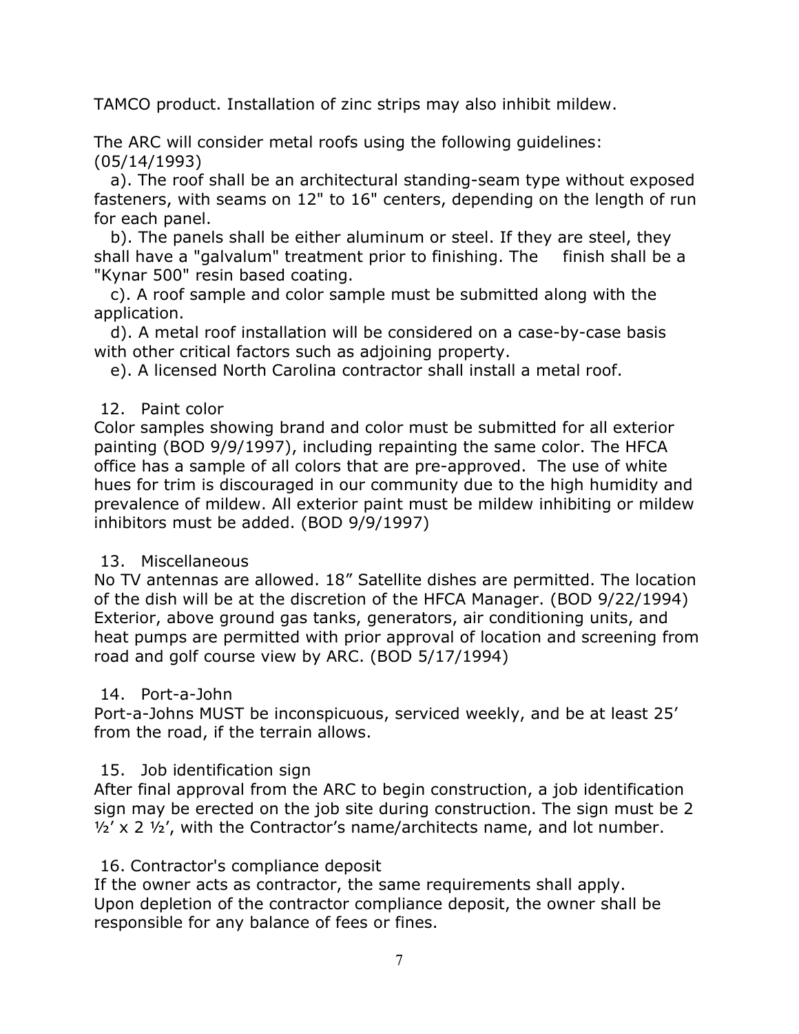TAMCO product. Installation of zinc strips may also inhibit mildew.

The ARC will consider metal roofs using the following guidelines: (05/14/1993)

a). The roof shall be an architectural standing-seam type without exposed fasteners, with seams on 12" to 16" centers, depending on the length of run for each panel.

b). The panels shall be either aluminum or steel. If they are steel, they shall have a "galvalum" treatment prior to finishing. The finish shall be a "Kynar 500" resin based coating.

c). A roof sample and color sample must be submitted along with the application.

d). A metal roof installation will be considered on a case-by-case basis with other critical factors such as adjoining property.

e). A licensed North Carolina contractor shall install a metal roof.

12. Paint color

Color samples showing brand and color must be submitted for all exterior painting (BOD 9/9/1997), including repainting the same color. The HFCA office has a sample of all colors that are pre-approved. The use of white hues for trim is discouraged in our community due to the high humidity and prevalence of mildew. All exterior paint must be mildew inhibiting or mildew inhibitors must be added. (BOD 9/9/1997)

13. Miscellaneous

No TV antennas are allowed. 18” Satellite dishes are permitted. The location of the dish will be at the discretion of the HFCA Manager. (BOD 9/22/1994) Exterior, above ground gas tanks, generators, air conditioning units, and heat pumps are permitted with prior approval of location and screening from road and golf course view by ARC. (BOD 5/17/1994)

14. Port-a-John

Port-a-Johns MUST be inconspicuous, serviced weekly, and be at least 25’ from the road, if the terrain allows.

15. Job identification sign

After final approval from the ARC to begin construction, a job identification sign may be erected on the job site during construction. The sign must be 2 ½’ x 2 ½’, with the Contractor’s name/architects name, and lot number.

16. Contractor's compliance deposit

If the owner acts as contractor, the same requirements shall apply. Upon depletion of the contractor compliance deposit, the owner shall be responsible for any balance of fees or fines.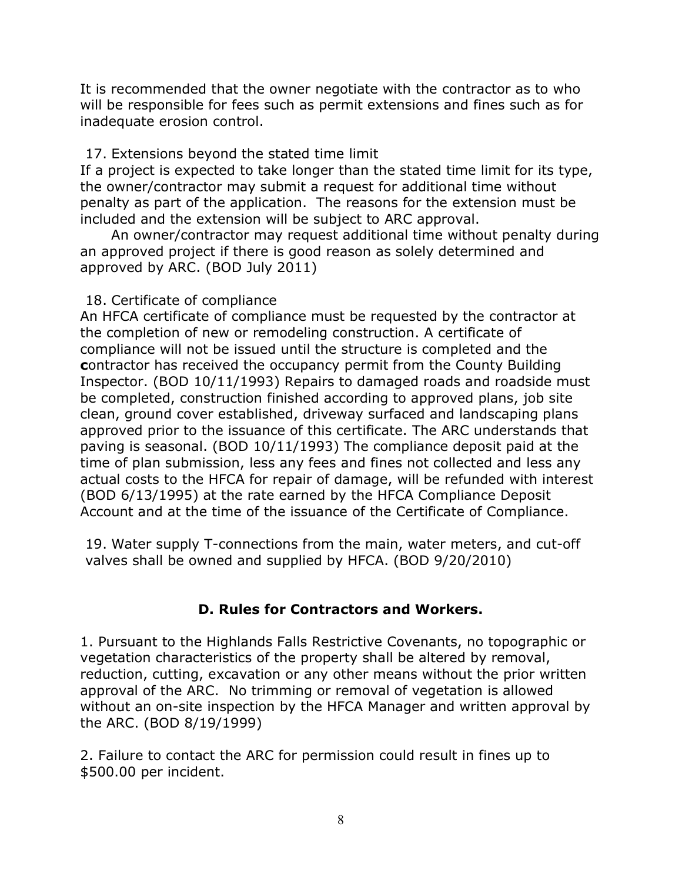It is recommended that the owner negotiate with the contractor as to who will be responsible for fees such as permit extensions and fines such as for inadequate erosion control.

17. Extensions beyond the stated time limit
If a project is expected to take longer than the stated time limit for its type, the owner/contractor may submit a request for additional time without penalty as part of the application. The reasons for the extension must be included and the extension will be subject to ARC approval.

An owner/contractor may request additional time without penalty during an approved project if there is good reason as solely determined and approved by ARC. (BOD July 2011)

18. Certificate of compliance
An HFCA certificate of compliance must be requested by the contractor at the completion of new or remodeling construction. A certificate of compliance will not be issued until the structure is completed and the **c**ontractor has received the occupancy permit from the County Building Inspector. (BOD 10/11/1993) Repairs to damaged roads and roadside must be completed, construction finished according to approved plans, job site clean, ground cover established, driveway surfaced and landscaping plans approved prior to the issuance of this certificate. The ARC understands that paving is seasonal. (BOD 10/11/1993) The compliance deposit paid at the time of plan submission, less any fees and fines not collected and less any actual costs to the HFCA for repair of damage, will be refunded with interest (BOD 6/13/1995) at the rate earned by the HFCA Compliance Deposit Account and at the time of the issuance of the Certificate of Compliance.

19. Water supply T-connections from the main, water meters, and cut-off valves shall be owned and supplied by HFCA. (BOD 9/20/2010)

## D. Rules for Contractors and Workers.

1. Pursuant to the Highlands Falls Restrictive Covenants, no topographic or vegetation characteristics of the property shall be altered by removal, reduction, cutting, excavation or any other means without the prior written approval of the ARC. No trimming or removal of vegetation is allowed without an on-site inspection by the HFCA Manager and written approval by the ARC. (BOD 8/19/1999)

2. Failure to contact the ARC for permission could result in fines up to $500.00 per incident.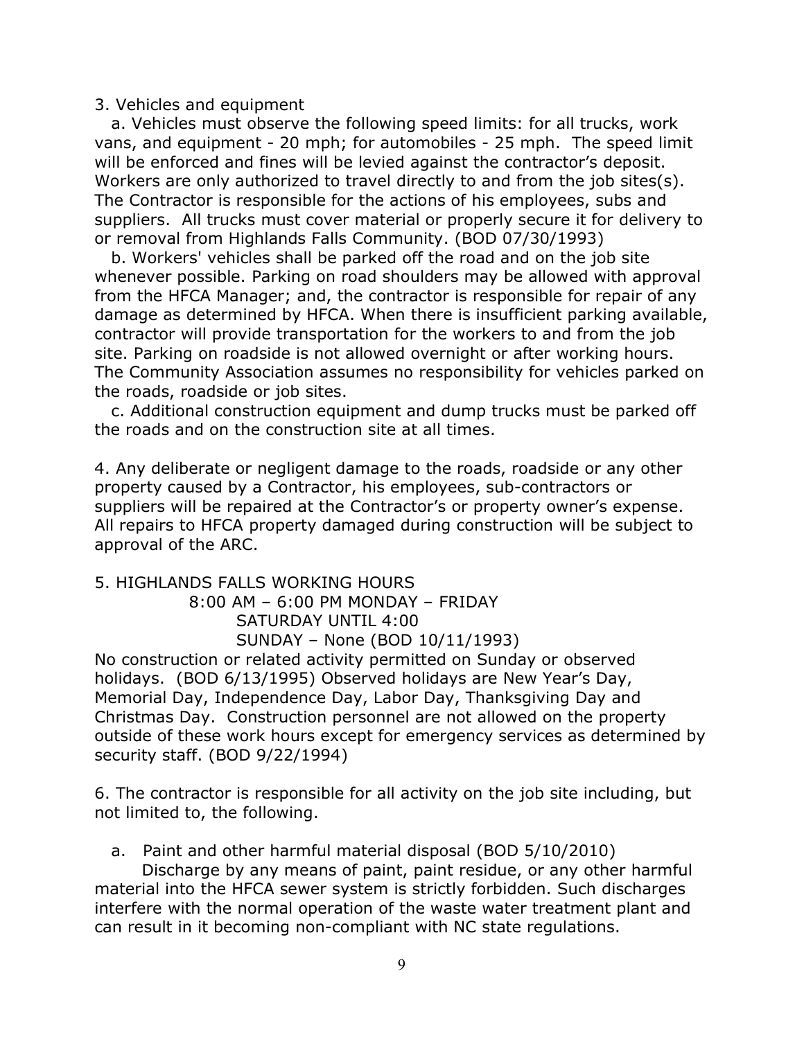3. Vehicles and equipment

a. Vehicles must observe the following speed limits: for all trucks, work vans, and equipment - 20 mph; for automobiles - 25 mph. The speed limit will be enforced and fines will be levied against the contractor's deposit. Workers are only authorized to travel directly to and from the job sites(s). The Contractor is responsible for the actions of his employees, subs and suppliers. All trucks must cover material or properly secure it for delivery to or removal from Highlands Falls Community. (BOD 07/30/1993)

b. Workers' vehicles shall be parked off the road and on the job site whenever possible. Parking on road shoulders may be allowed with approval from the HFCA Manager; and, the contractor is responsible for repair of any damage as determined by HFCA. When there is insufficient parking available, contractor will provide transportation for the workers to and from the job site. Parking on roadside is not allowed overnight or after working hours. The Community Association assumes no responsibility for vehicles parked on the roads, roadside or job sites.

c. Additional construction equipment and dump trucks must be parked off the roads and on the construction site at all times.

4. Any deliberate or negligent damage to the roads, roadside or any other property caused by a Contractor, his employees, sub-contractors or suppliers will be repaired at the Contractor's or property owner's expense. All repairs to HFCA property damaged during construction will be subject to approval of the ARC.

5. HIGHLANDS FALLS WORKING HOURS

8:00 AM – 6:00 PM MONDAY – FRIDAY
SATURDAY UNTIL 4:00
SUNDAY – None (BOD 10/11/1993)

No construction or related activity permitted on Sunday or observed holidays. (BOD 6/13/1995) Observed holidays are New Year's Day, Memorial Day, Independence Day, Labor Day, Thanksgiving Day and Christmas Day. Construction personnel are not allowed on the property outside of these work hours except for emergency services as determined by security staff. (BOD 9/22/1994)

6. The contractor is responsible for all activity on the job site including, but not limited to, the following.

a. Paint and other harmful material disposal (BOD 5/10/2010)

Discharge by any means of paint, paint residue, or any other harmful material into the HFCA sewer system is strictly forbidden. Such discharges interfere with the normal operation of the waste water treatment plant and can result in it becoming non-compliant with NC state regulations.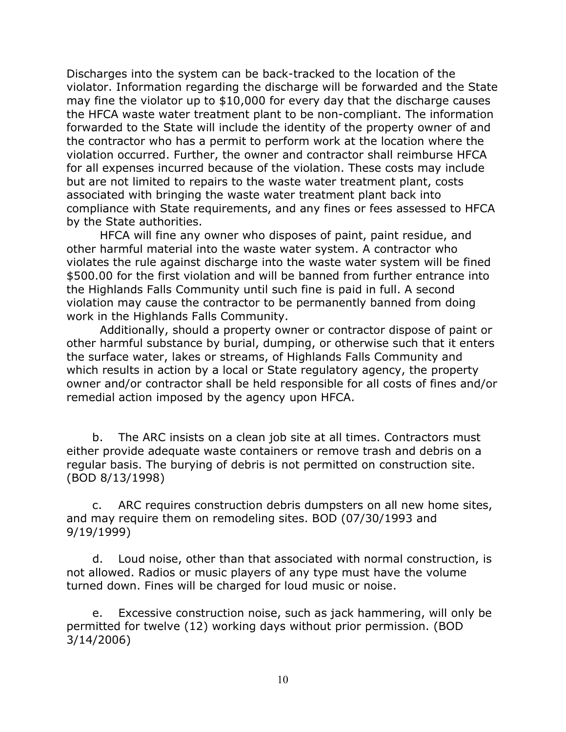Discharges into the system can be back-tracked to the location of the violator. Information regarding the discharge will be forwarded and the State may fine the violator up to $10,000 for every day that the discharge causes the HFCA waste water treatment plant to be non-compliant. The information forwarded to the State will include the identity of the property owner of and the contractor who has a permit to perform work at the location where the violation occurred. Further, the owner and contractor shall reimburse HFCA for all expenses incurred because of the violation. These costs may include but are not limited to repairs to the waste water treatment plant, costs associated with bringing the waste water treatment plant back into compliance with State requirements, and any fines or fees assessed to HFCA by the State authorities.

HFCA will fine any owner who disposes of paint, paint residue, and other harmful material into the waste water system. A contractor who violates the rule against discharge into the waste water system will be fined $500.00 for the first violation and will be banned from further entrance into the Highlands Falls Community until such fine is paid in full. A second violation may cause the contractor to be permanently banned from doing work in the Highlands Falls Community.

Additionally, should a property owner or contractor dispose of paint or other harmful substance by burial, dumping, or otherwise such that it enters the surface water, lakes or streams, of Highlands Falls Community and which results in action by a local or State regulatory agency, the property owner and/or contractor shall be held responsible for all costs of fines and/or remedial action imposed by the agency upon HFCA.

b. The ARC insists on a clean job site at all times. Contractors must either provide adequate waste containers or remove trash and debris on a regular basis. The burying of debris is not permitted on construction site. (BOD 8/13/1998)

c. ARC requires construction debris dumpsters on all new home sites, and may require them on remodeling sites. BOD (07/30/1993 and 9/19/1999)

d. Loud noise, other than that associated with normal construction, is not allowed. Radios or music players of any type must have the volume turned down. Fines will be charged for loud music or noise.

e. Excessive construction noise, such as jack hammering, will only be permitted for twelve (12) working days without prior permission. (BOD 3/14/2006)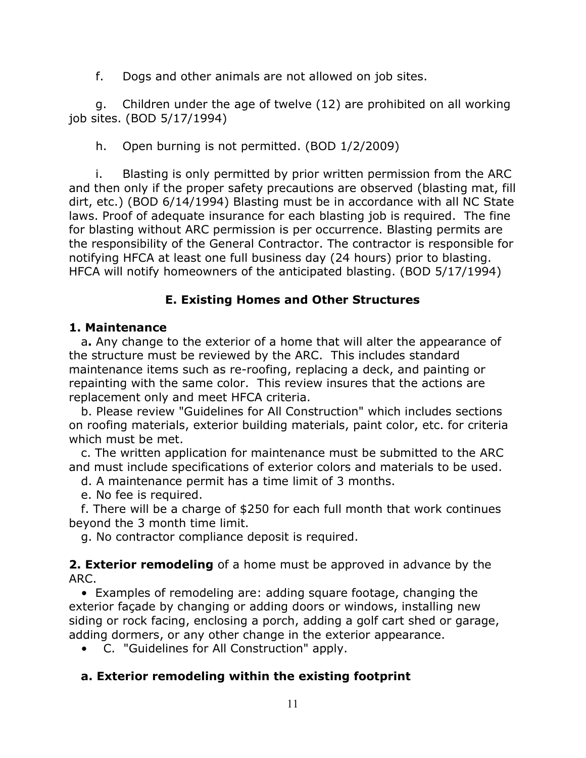f. Dogs and other animals are not allowed on job sites.

g. Children under the age of twelve (12) are prohibited on all working job sites. (BOD 5/17/1994)

h. Open burning is not permitted. (BOD 1/2/2009)

i. Blasting is only permitted by prior written permission from the ARC and then only if the proper safety precautions are observed (blasting mat, fill dirt, etc.) (BOD 6/14/1994) Blasting must be in accordance with all NC State laws. Proof of adequate insurance for each blasting job is required. The fine for blasting without ARC permission is per occurrence. Blasting permits are the responsibility of the General Contractor. The contractor is responsible for notifying HFCA at least one full business day (24 hours) prior to blasting. HFCA will notify homeowners of the anticipated blasting. (BOD 5/17/1994)

## E. Existing Homes and Other Structures

### 1. Maintenance

a**.** Any change to the exterior of a home that will alter the appearance of the structure must be reviewed by the ARC. This includes standard maintenance items such as re-roofing, replacing a deck, and painting or repainting with the same color. This review insures that the actions are replacement only and meet HFCA criteria.

b. Please review "Guidelines for All Construction" which includes sections on roofing materials, exterior building materials, paint color, etc. for criteria which must be met.

c. The written application for maintenance must be submitted to the ARC and must include specifications of exterior colors and materials to be used.

d. A maintenance permit has a time limit of 3 months.

e. No fee is required.

f. There will be a charge of $250 for each full month that work continues beyond the 3 month time limit.

g. No contractor compliance deposit is required.

**2. Exterior remodeling** of a home must be approved in advance by the ARC.

- Examples of remodeling are: adding square footage, changing the exterior façade by changing or adding doors or windows, installing new siding or rock facing, enclosing a porch, adding a golf cart shed or garage, adding dormers, or any other change in the exterior appearance.
- C. "Guidelines for All Construction" apply.

### a. Exterior remodeling within the existing footprint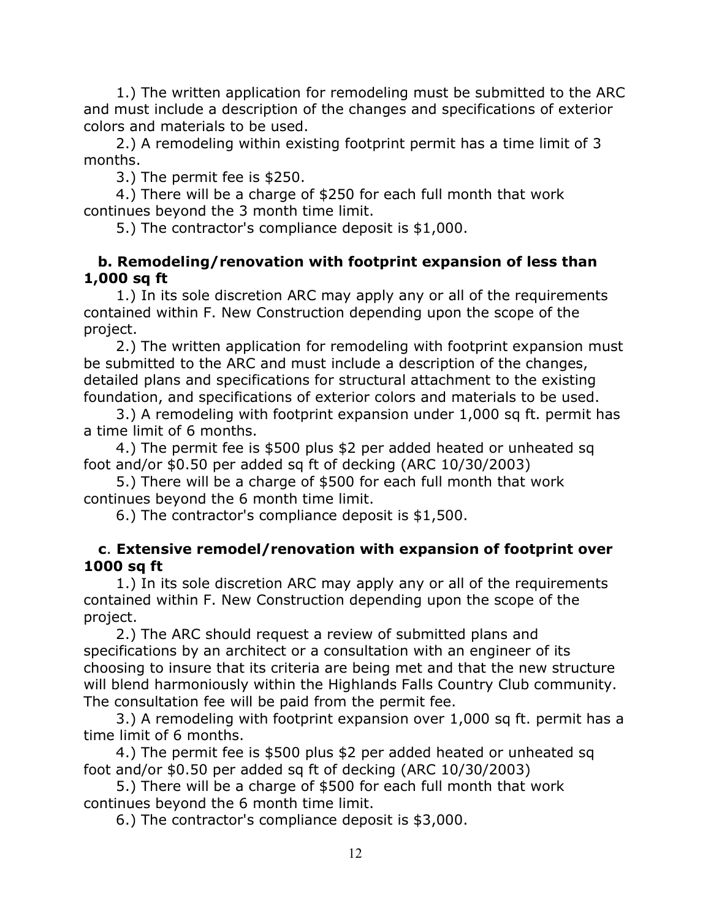1.) The written application for remodeling must be submitted to the ARC and must include a description of the changes and specifications of exterior colors and materials to be used.

2.) A remodeling within existing footprint permit has a time limit of 3 months.

3.) The permit fee is $250.

4.) There will be a charge of $250 for each full month that work continues beyond the 3 month time limit.

5.) The contractor's compliance deposit is $1,000.

**b. Remodeling/renovation with footprint expansion of less than 1,000 sq ft**

1.) In its sole discretion ARC may apply any or all of the requirements contained within F. New Construction depending upon the scope of the project.

2.) The written application for remodeling with footprint expansion must be submitted to the ARC and must include a description of the changes, detailed plans and specifications for structural attachment to the existing foundation, and specifications of exterior colors and materials to be used.

3.) A remodeling with footprint expansion under 1,000 sq ft. permit has a time limit of 6 months.

4.) The permit fee is $500 plus $2 per added heated or unheated sq foot and/or $0.50 per added sq ft of decking (ARC 10/30/2003)

5.) There will be a charge of $500 for each full month that work continues beyond the 6 month time limit.

6.) The contractor's compliance deposit is $1,500.

**c. Extensive remodel/renovation with expansion of footprint over 1000 sq ft**

1.) In its sole discretion ARC may apply any or all of the requirements contained within F. New Construction depending upon the scope of the project.

2.) The ARC should request a review of submitted plans and specifications by an architect or a consultation with an engineer of its choosing to insure that its criteria are being met and that the new structure will blend harmoniously within the Highlands Falls Country Club community. The consultation fee will be paid from the permit fee.

3.) A remodeling with footprint expansion over 1,000 sq ft. permit has a time limit of 6 months.

4.) The permit fee is $500 plus $2 per added heated or unheated sq foot and/or $0.50 per added sq ft of decking (ARC 10/30/2003)

5.) There will be a charge of $500 for each full month that work continues beyond the 6 month time limit.

6.) The contractor's compliance deposit is $3,000.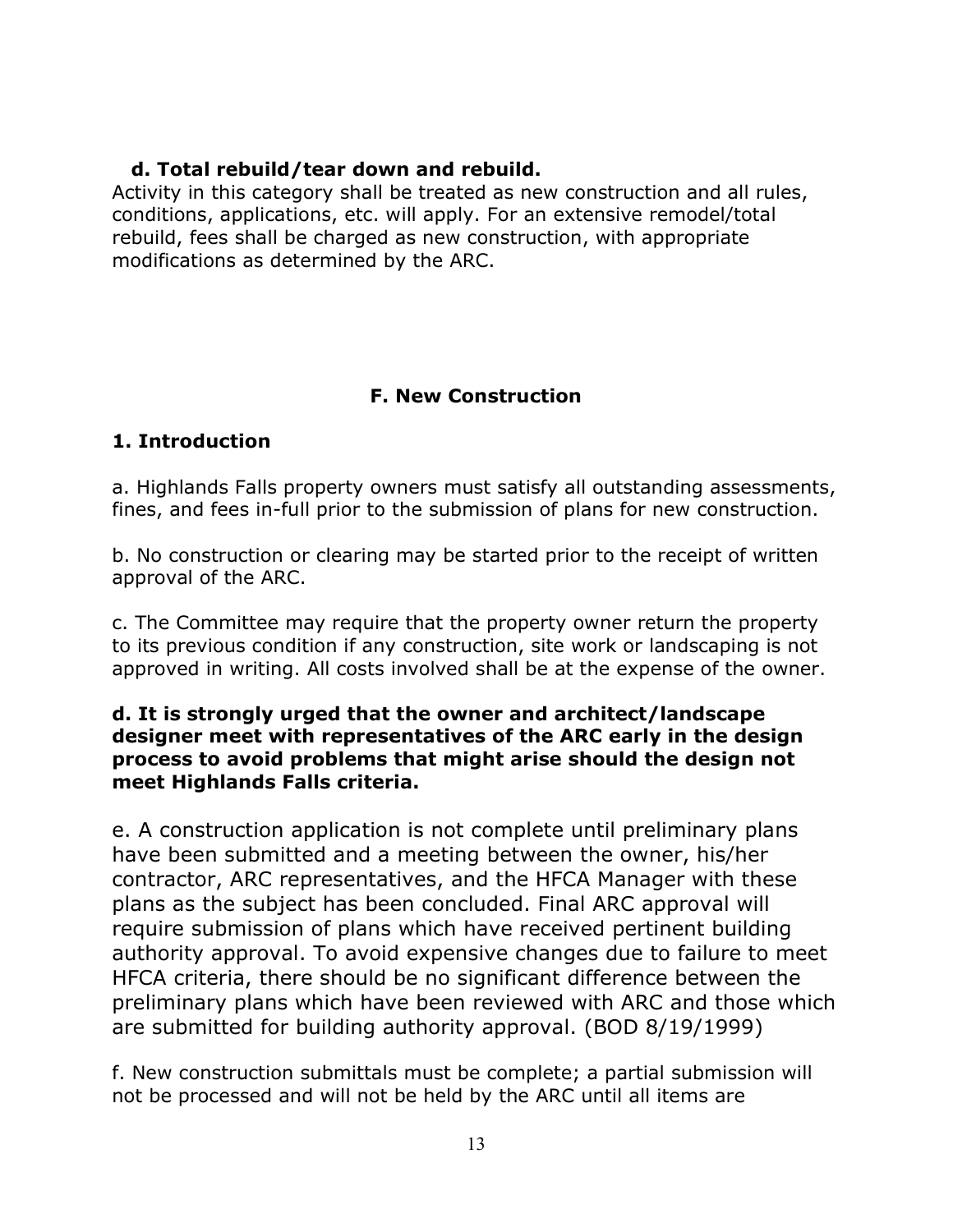**d. Total rebuild/tear down and rebuild.**

Activity in this category shall be treated as new construction and all rules, conditions, applications, etc. will apply. For an extensive remodel/total rebuild, fees shall be charged as new construction, with appropriate modifications as determined by the ARC.

## F. New Construction

### 1. Introduction

a. Highlands Falls property owners must satisfy all outstanding assessments, fines, and fees in-full prior to the submission of plans for new construction.

b. No construction or clearing may be started prior to the receipt of written approval of the ARC.

c. The Committee may require that the property owner return the property to its previous condition if any construction, site work or landscaping is not approved in writing. All costs involved shall be at the expense of the owner.

**d. It is strongly urged that the owner and architect/landscape designer meet with representatives of the ARC early in the design process to avoid problems that might arise should the design not meet Highlands Falls criteria.**

e. A construction application is not complete until preliminary plans have been submitted and a meeting between the owner, his/her contractor, ARC representatives, and the HFCA Manager with these plans as the subject has been concluded. Final ARC approval will require submission of plans which have received pertinent building authority approval. To avoid expensive changes due to failure to meet HFCA criteria, there should be no significant difference between the preliminary plans which have been reviewed with ARC and those which are submitted for building authority approval. (BOD 8/19/1999)

f. New construction submittals must be complete; a partial submission will not be processed and will not be held by the ARC until all items are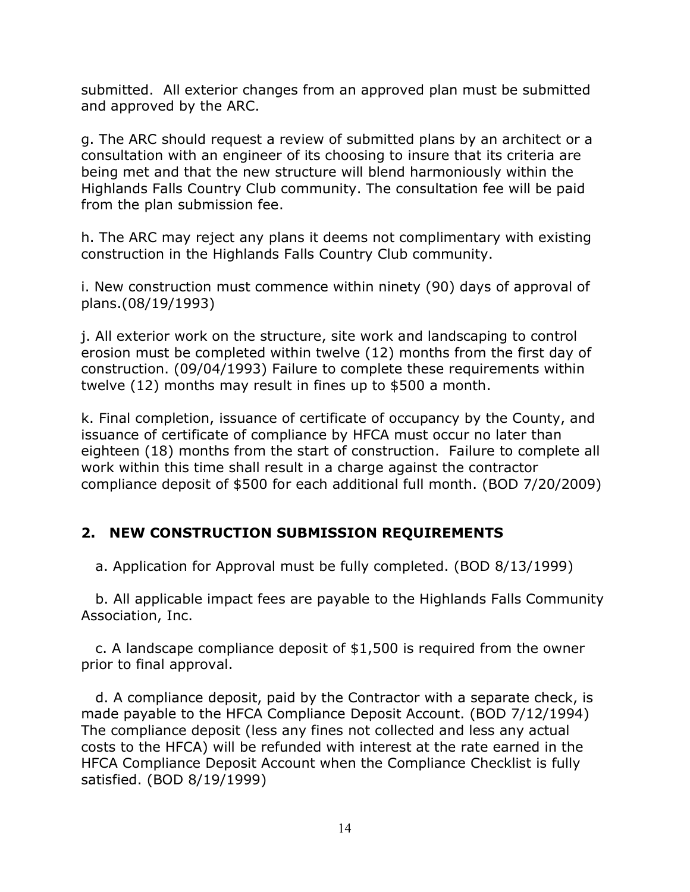submitted. All exterior changes from an approved plan must be submitted and approved by the ARC.

g. The ARC should request a review of submitted plans by an architect or a consultation with an engineer of its choosing to insure that its criteria are being met and that the new structure will blend harmoniously within the Highlands Falls Country Club community. The consultation fee will be paid from the plan submission fee.

h. The ARC may reject any plans it deems not complimentary with existing construction in the Highlands Falls Country Club community.

i. New construction must commence within ninety (90) days of approval of plans.(08/19/1993)

j. All exterior work on the structure, site work and landscaping to control erosion must be completed within twelve (12) months from the first day of construction. (09/04/1993) Failure to complete these requirements within twelve (12) months may result in fines up to $500 a month.

k. Final completion, issuance of certificate of occupancy by the County, and issuance of certificate of compliance by HFCA must occur no later than eighteen (18) months from the start of construction. Failure to complete all work within this time shall result in a charge against the contractor compliance deposit of $500 for each additional full month. (BOD 7/20/2009)

## 2. NEW CONSTRUCTION SUBMISSION REQUIREMENTS

a. Application for Approval must be fully completed. (BOD 8/13/1999)

b. All applicable impact fees are payable to the Highlands Falls Community Association, Inc.

c. A landscape compliance deposit of $1,500 is required from the owner prior to final approval.

d. A compliance deposit, paid by the Contractor with a separate check, is made payable to the HFCA Compliance Deposit Account. (BOD 7/12/1994) The compliance deposit (less any fines not collected and less any actual costs to the HFCA) will be refunded with interest at the rate earned in the HFCA Compliance Deposit Account when the Compliance Checklist is fully satisfied. (BOD 8/19/1999)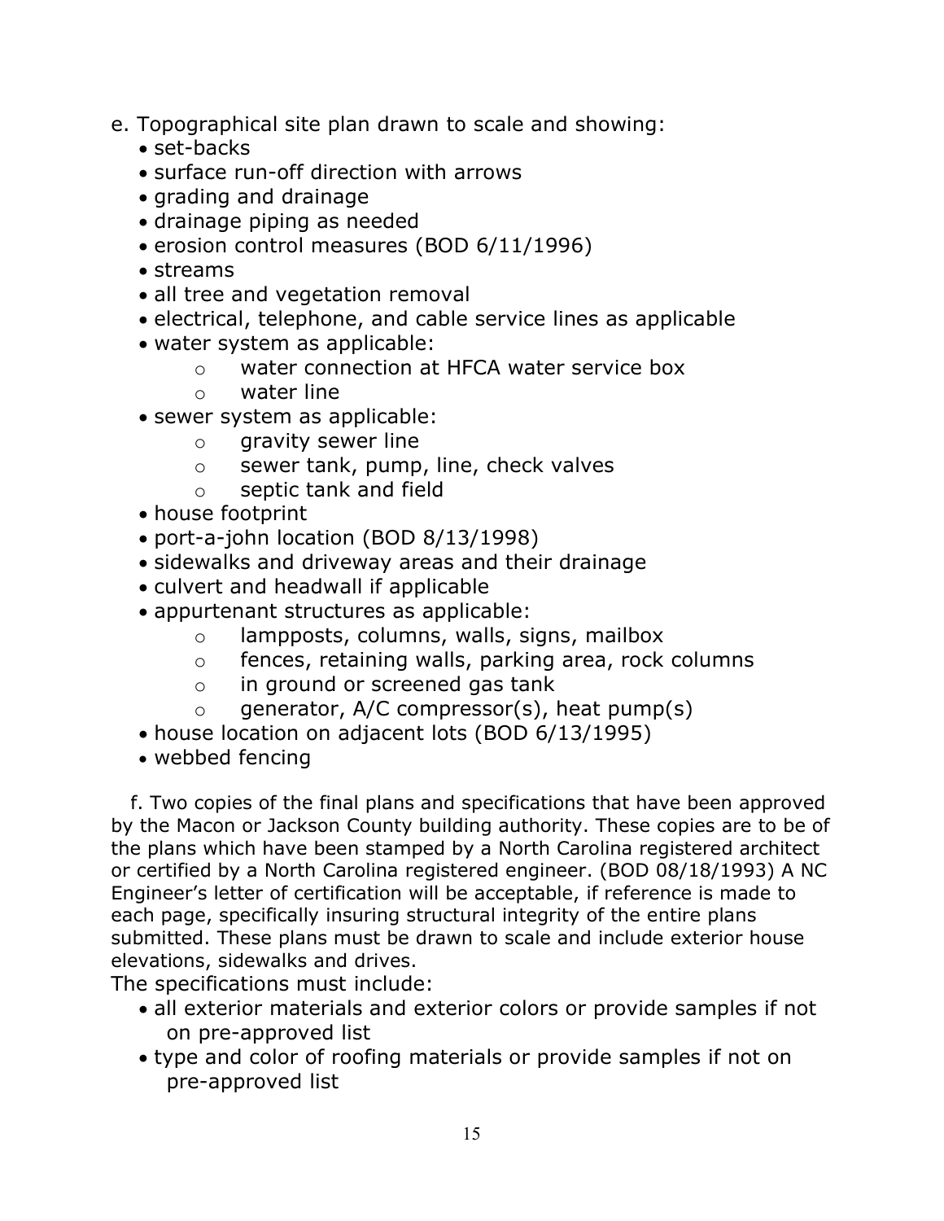e. Topographical site plan drawn to scale and showing:

- set-backs
- surface run-off direction with arrows
- grading and drainage
- drainage piping as needed
- erosion control measures (BOD 6/11/1996)
- streams
- all tree and vegetation removal
- electrical, telephone, and cable service lines as applicable
- water system as applicable:
  - water connection at HFCA water service box
  - water line
- sewer system as applicable:
  - gravity sewer line
  - sewer tank, pump, line, check valves
  - septic tank and field
- house footprint
- port-a-john location (BOD 8/13/1998)
- sidewalks and driveway areas and their drainage
- culvert and headwall if applicable
- appurtenant structures as applicable:
  - lampposts, columns, walls, signs, mailbox
  - fences, retaining walls, parking area, rock columns
  - in ground or screened gas tank
  - generator, A/C compressor(s), heat pump(s)
- house location on adjacent lots (BOD 6/13/1995)
- webbed fencing

f. Two copies of the final plans and specifications that have been approved by the Macon or Jackson County building authority. These copies are to be of the plans which have been stamped by a North Carolina registered architect or certified by a North Carolina registered engineer. (BOD 08/18/1993) A NC Engineer's letter of certification will be acceptable, if reference is made to each page, specifically insuring structural integrity of the entire plans submitted. These plans must be drawn to scale and include exterior house elevations, sidewalks and drives.

The specifications must include:

- all exterior materials and exterior colors or provide samples if not on pre-approved list
- type and color of roofing materials or provide samples if not on pre-approved list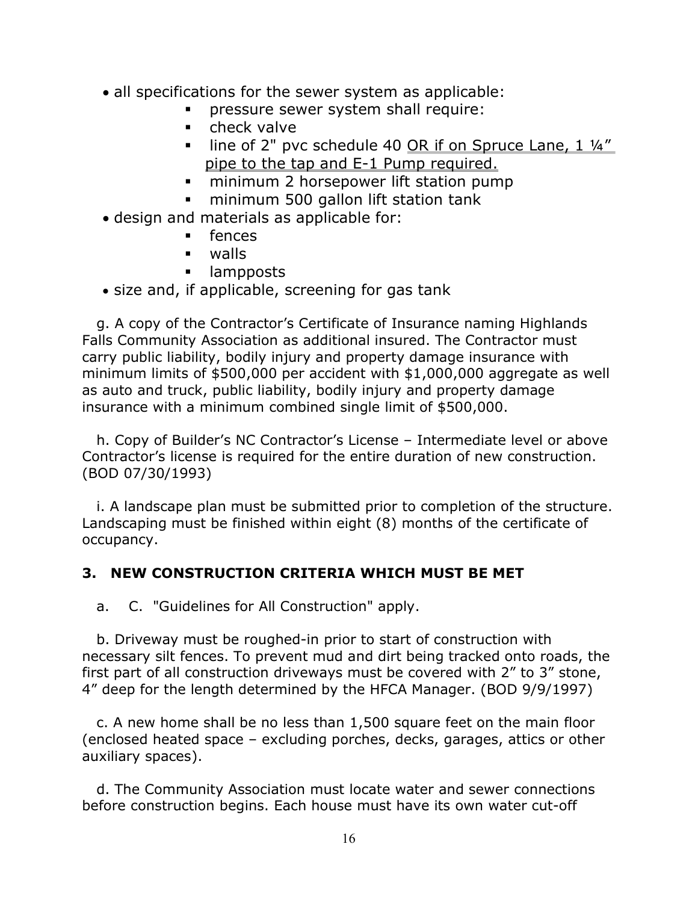- all specifications for the sewer system as applicable:
    - pressure sewer system shall require:
    - check valve
    - line of 2" pvc schedule 40 <u>OR if on Spruce Lane, 1 ¼" pipe to the tap and E-1 Pump required.</u>
    - minimum 2 horsepower lift station pump
    - minimum 500 gallon lift station tank
- design and materials as applicable for:
    - fences
    - walls
    - lampposts
- size and, if applicable, screening for gas tank

g. A copy of the Contractor's Certificate of Insurance naming Highlands Falls Community Association as additional insured. The Contractor must carry public liability, bodily injury and property damage insurance with minimum limits of $500,000 per accident with $1,000,000 aggregate as well as auto and truck, public liability, bodily injury and property damage insurance with a minimum combined single limit of $500,000.

h. Copy of Builder's NC Contractor's License – Intermediate level or above Contractor's license is required for the entire duration of new construction. (BOD 07/30/1993)

i. A landscape plan must be submitted prior to completion of the structure. Landscaping must be finished within eight (8) months of the certificate of occupancy.

### 3. NEW CONSTRUCTION CRITERIA WHICH MUST BE MET

a. C. "Guidelines for All Construction" apply.

b. Driveway must be roughed-in prior to start of construction with necessary silt fences. To prevent mud and dirt being tracked onto roads, the first part of all construction driveways must be covered with 2" to 3" stone, 4" deep for the length determined by the HFCA Manager. (BOD 9/9/1997)

c. A new home shall be no less than 1,500 square feet on the main floor (enclosed heated space – excluding porches, decks, garages, attics or other auxiliary spaces).

d. The Community Association must locate water and sewer connections before construction begins. Each house must have its own water cut-off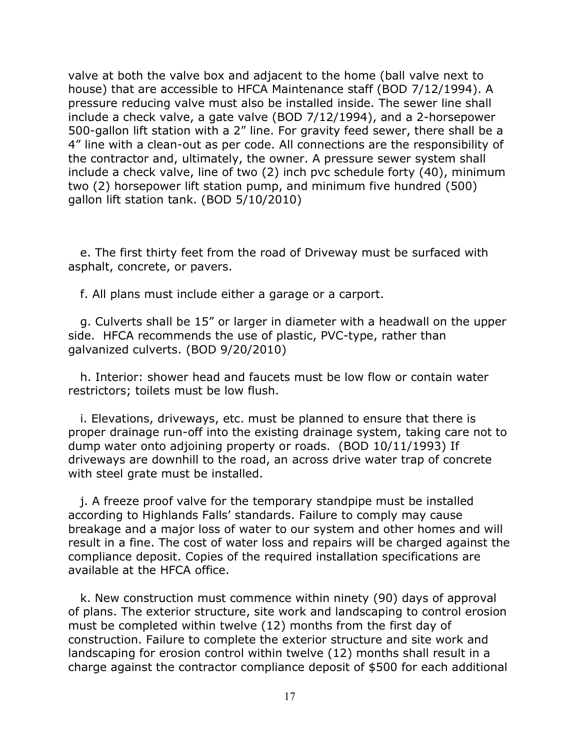valve at both the valve box and adjacent to the home (ball valve next to house) that are accessible to HFCA Maintenance staff (BOD 7/12/1994). A pressure reducing valve must also be installed inside. The sewer line shall include a check valve, a gate valve (BOD 7/12/1994), and a 2-horsepower 500-gallon lift station with a 2" line. For gravity feed sewer, there shall be a 4" line with a clean-out as per code. All connections are the responsibility of the contractor and, ultimately, the owner. A pressure sewer system shall include a check valve, line of two (2) inch pvc schedule forty (40), minimum two (2) horsepower lift station pump, and minimum five hundred (500) gallon lift station tank. (BOD 5/10/2010)

e. The first thirty feet from the road of Driveway must be surfaced with asphalt, concrete, or pavers.

f. All plans must include either a garage or a carport.

g. Culverts shall be 15" or larger in diameter with a headwall on the upper side. HFCA recommends the use of plastic, PVC-type, rather than galvanized culverts. (BOD 9/20/2010)

h. Interior: shower head and faucets must be low flow or contain water restrictors; toilets must be low flush.

i. Elevations, driveways, etc. must be planned to ensure that there is proper drainage run-off into the existing drainage system, taking care not to dump water onto adjoining property or roads. (BOD 10/11/1993) If driveways are downhill to the road, an across drive water trap of concrete with steel grate must be installed.

j. A freeze proof valve for the temporary standpipe must be installed according to Highlands Falls' standards. Failure to comply may cause breakage and a major loss of water to our system and other homes and will result in a fine. The cost of water loss and repairs will be charged against the compliance deposit. Copies of the required installation specifications are available at the HFCA office.

k. New construction must commence within ninety (90) days of approval of plans. The exterior structure, site work and landscaping to control erosion must be completed within twelve (12) months from the first day of construction. Failure to complete the exterior structure and site work and landscaping for erosion control within twelve (12) months shall result in a charge against the contractor compliance deposit of $500 for each additional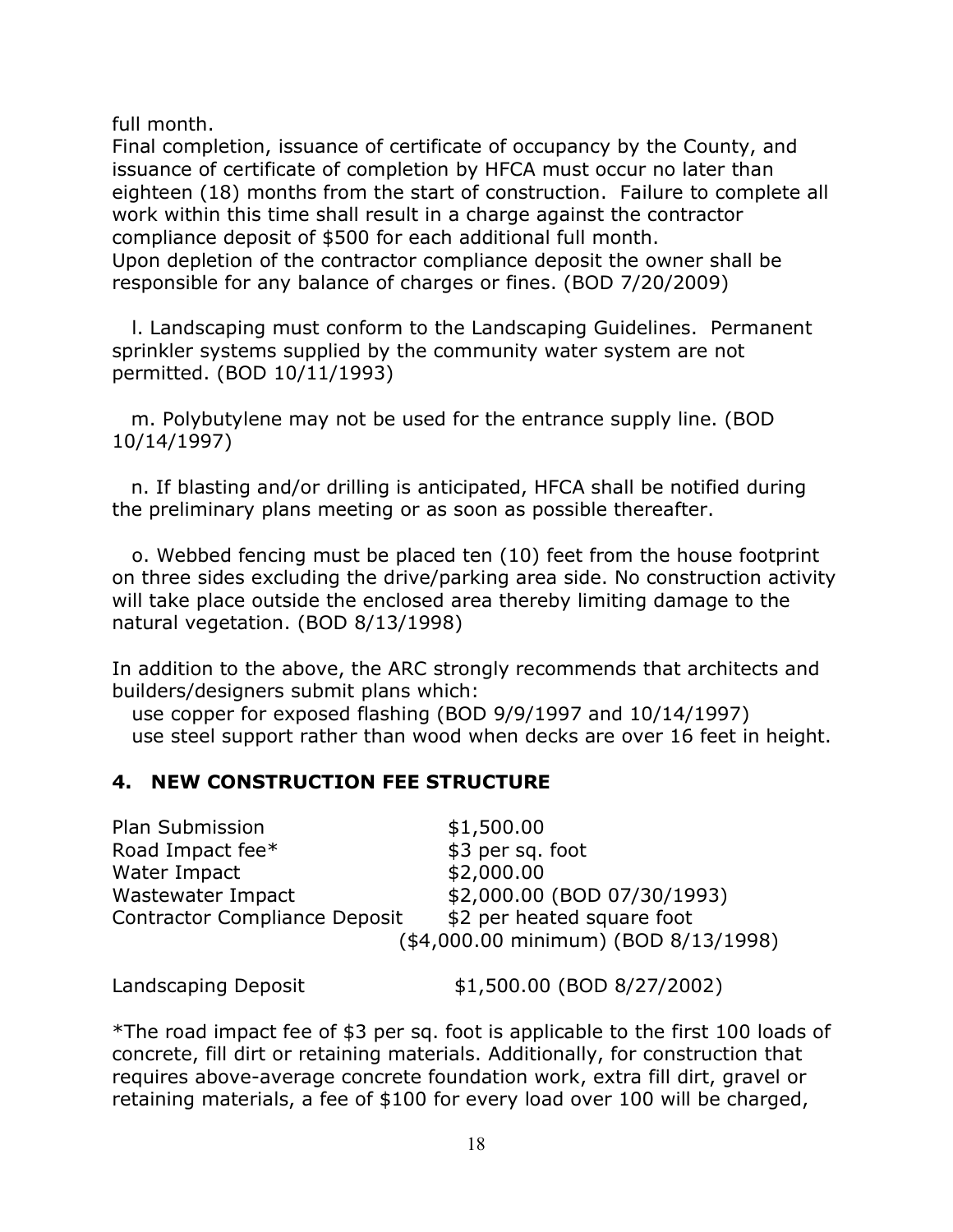full month.
Final completion, issuance of certificate of occupancy by the County, and issuance of certificate of completion by HFCA must occur no later than eighteen (18) months from the start of construction. Failure to complete all work within this time shall result in a charge against the contractor compliance deposit of $500 for each additional full month.
Upon depletion of the contractor compliance deposit the owner shall be responsible for any balance of charges or fines. (BOD 7/20/2009)

l. Landscaping must conform to the Landscaping Guidelines. Permanent sprinkler systems supplied by the community water system are not permitted. (BOD 10/11/1993)

m. Polybutylene may not be used for the entrance supply line. (BOD 10/14/1997)

n. If blasting and/or drilling is anticipated, HFCA shall be notified during the preliminary plans meeting or as soon as possible thereafter.

o. Webbed fencing must be placed ten (10) feet from the house footprint on three sides excluding the drive/parking area side. No construction activity will take place outside the enclosed area thereby limiting damage to the natural vegetation. (BOD 8/13/1998)

In addition to the above, the ARC strongly recommends that architects and builders/designers submit plans which:

use copper for exposed flashing (BOD 9/9/1997 and 10/14/1997)
use steel support rather than wood when decks are over 16 feet in height.

## 4. NEW CONSTRUCTION FEE STRUCTURE

| | |
|---|---|
| Plan Submission | $1,500.00 |
| Road Impact fee* | $3 per sq. foot |
| Water Impact | $2,000.00 |
| Wastewater Impact | $2,000.00 (BOD 07/30/1993) |
| Contractor Compliance Deposit | $2 per heated square foot ($4,000.00 minimum) (BOD 8/13/1998) |
| Landscaping Deposit | $1,500.00 (BOD 8/27/2002) |

*The road impact fee of $3 per sq. foot is applicable to the first 100 loads of concrete, fill dirt or retaining materials. Additionally, for construction that requires above-average concrete foundation work, extra fill dirt, gravel or retaining materials, a fee of $100 for every load over 100 will be charged,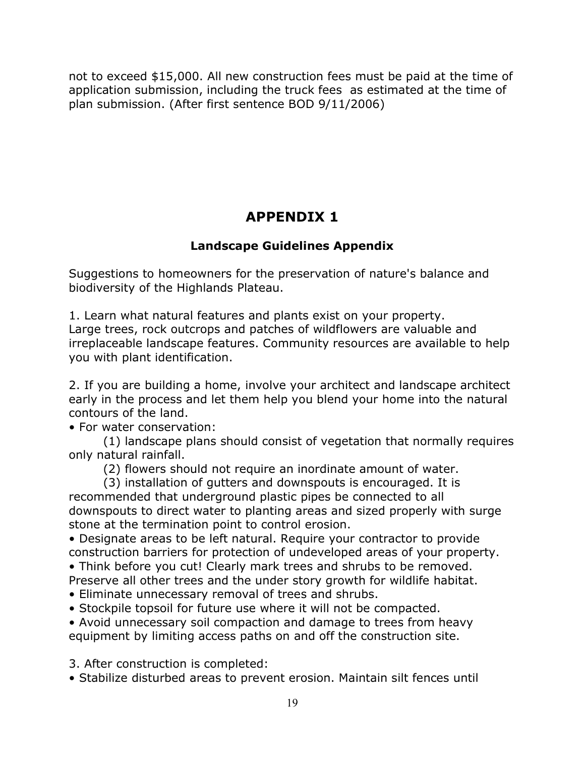not to exceed $15,000. All new construction fees must be paid at the time of application submission, including the truck fees as estimated at the time of plan submission. (After first sentence BOD 9/11/2006)

# APPENDIX 1

## Landscape Guidelines Appendix

Suggestions to homeowners for the preservation of nature's balance and biodiversity of the Highlands Plateau.

1. Learn what natural features and plants exist on your property. Large trees, rock outcrops and patches of wildflowers are valuable and irreplaceable landscape features. Community resources are available to help you with plant identification.

2. If you are building a home, involve your architect and landscape architect early in the process and let them help you blend your home into the natural contours of the land.

- For water conservation:
  - (1) landscape plans should consist of vegetation that normally requires only natural rainfall.
  - (2) flowers should not require an inordinate amount of water.
  - (3) installation of gutters and downspouts is encouraged. It is recommended that underground plastic pipes be connected to all downspouts to direct water to planting areas and sized properly with surge stone at the termination point to control erosion.
- Designate areas to be left natural. Require your contractor to provide construction barriers for protection of undeveloped areas of your property.
- Think before you cut! Clearly mark trees and shrubs to be removed. Preserve all other trees and the under story growth for wildlife habitat.
- Eliminate unnecessary removal of trees and shrubs.
- Stockpile topsoil for future use where it will not be compacted.
- Avoid unnecessary soil compaction and damage to trees from heavy equipment by limiting access paths on and off the construction site.

3. After construction is completed:

- Stabilize disturbed areas to prevent erosion. Maintain silt fences until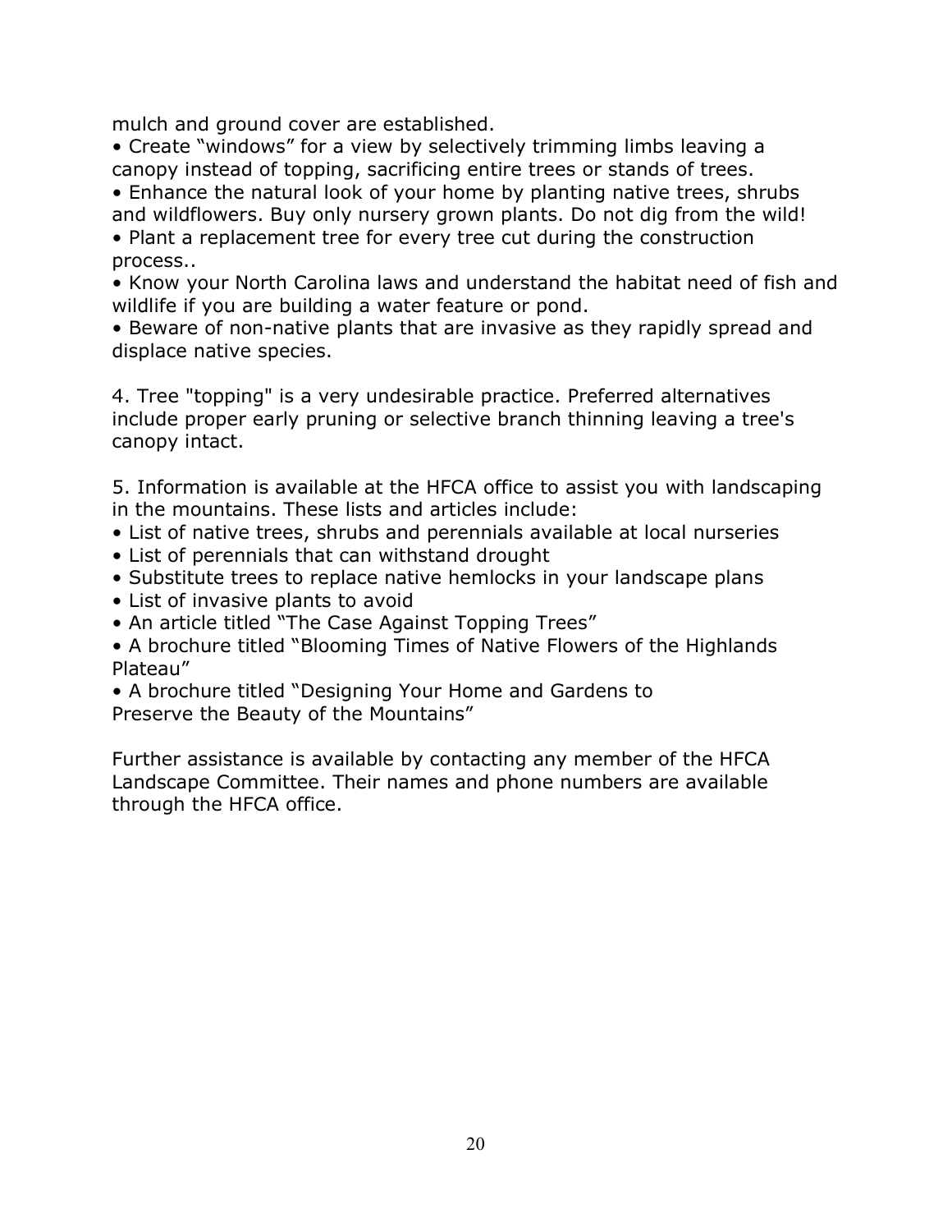mulch and ground cover are established.

- Create “windows” for a view by selectively trimming limbs leaving a canopy instead of topping, sacrificing entire trees or stands of trees.
- Enhance the natural look of your home by planting native trees, shrubs and wildflowers. Buy only nursery grown plants. Do not dig from the wild!
- Plant a replacement tree for every tree cut during the construction process..
- Know your North Carolina laws and understand the habitat need of fish and wildlife if you are building a water feature or pond.
- Beware of non-native plants that are invasive as they rapidly spread and displace native species.

4. Tree "topping" is a very undesirable practice. Preferred alternatives include proper early pruning or selective branch thinning leaving a tree's canopy intact.

5. Information is available at the HFCA office to assist you with landscaping in the mountains. These lists and articles include:

- List of native trees, shrubs and perennials available at local nurseries
- List of perennials that can withstand drought
- Substitute trees to replace native hemlocks in your landscape plans
- List of invasive plants to avoid
- An article titled “The Case Against Topping Trees”
- A brochure titled “Blooming Times of Native Flowers of the Highlands Plateau”
- A brochure titled “Designing Your Home and Gardens to Preserve the Beauty of the Mountains”

Further assistance is available by contacting any member of the HFCA Landscape Committee. Their names and phone numbers are available through the HFCA office.